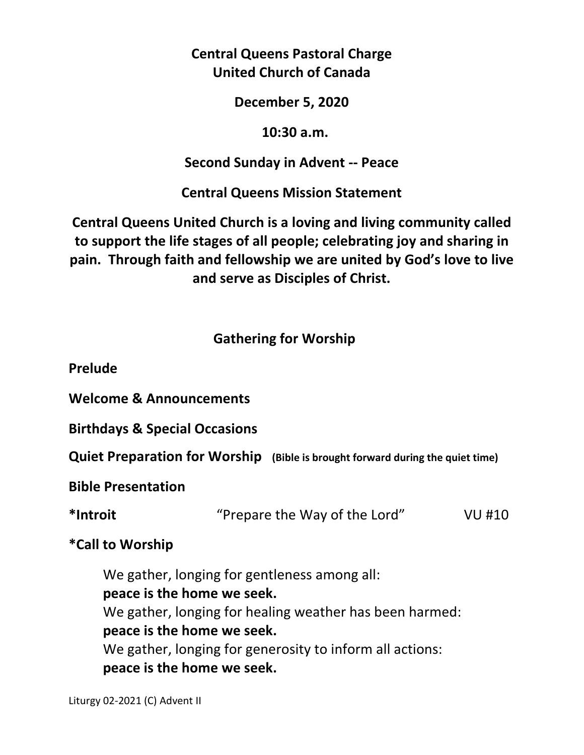**Central Queens Pastoral Charge**
**United Church of Canada**

**December 5, 2020**

**10:30 a.m.**

**Second Sunday in Advent -- Peace**

**Central Queens Mission Statement**

**Central Queens United Church is a loving and living community called to support the life stages of all people; celebrating joy and sharing in pain. Through faith and fellowship we are united by God's love to live and serve as Disciples of Christ.**

## Gathering for Worship

**Prelude**

**Welcome & Announcements**

**Birthdays & Special Occasions**

**Quiet Preparation for Worship** **(Bible is brought forward during the quiet time)**

**Bible Presentation**

**\*Introit** "Prepare the Way of the Lord" VU #10

**\*Call to Worship**

> We gather, longing for gentleness among all:
> **peace is the home we seek.**
> We gather, longing for healing weather has been harmed:
> **peace is the home we seek.**
> We gather, longing for generosity to inform all actions:
> **peace is the home we seek.**

Liturgy 02-2021 (C) Advent II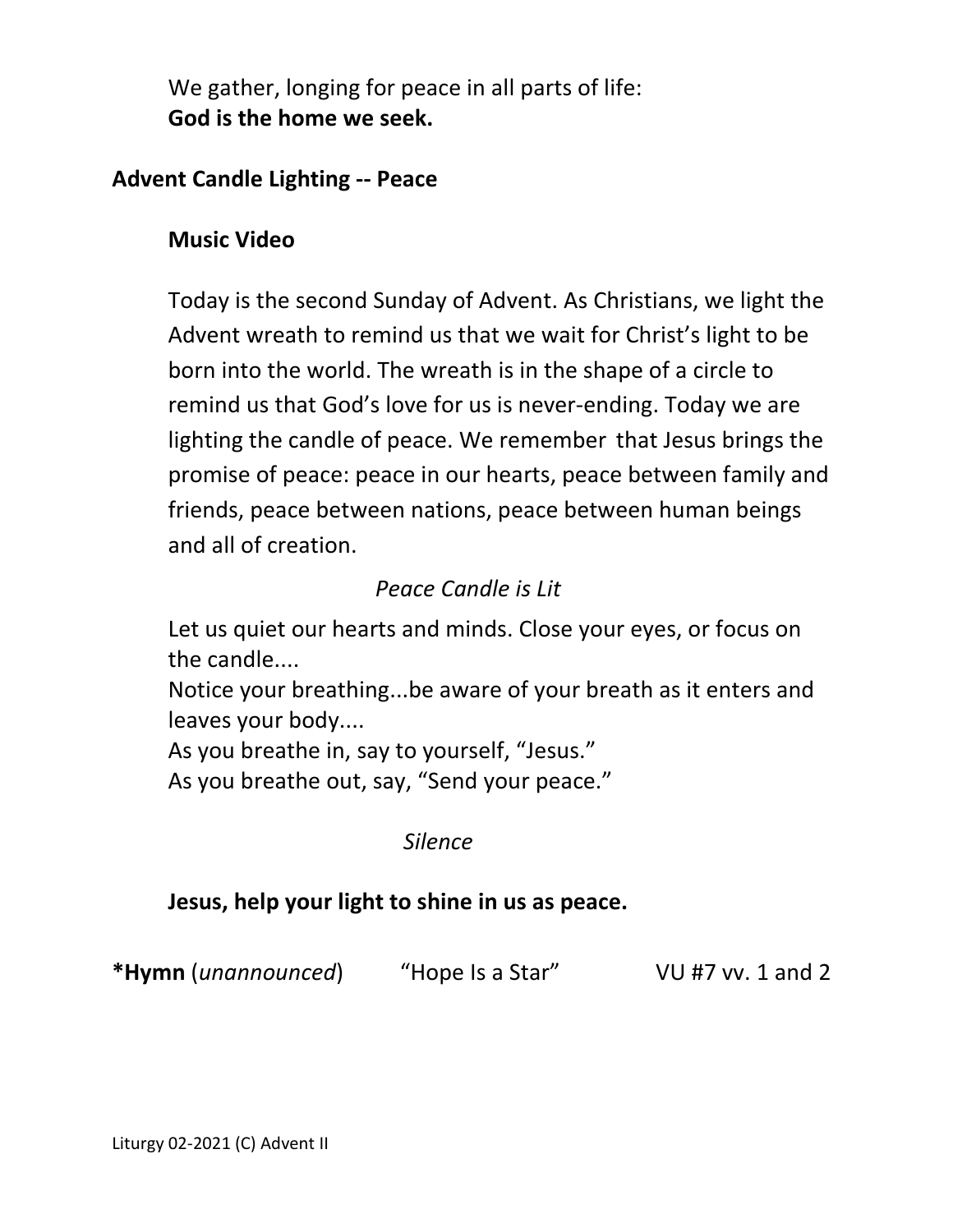We gather, longing for peace in all parts of life:
**God is the home we seek.**

**Advent Candle Lighting -- Peace**

**Music Video**

Today is the second Sunday of Advent. As Christians, we light the Advent wreath to remind us that we wait for Christ's light to be born into the world. The wreath is in the shape of a circle to remind us that God's love for us is never-ending. Today we are lighting the candle of peace. We remember that Jesus brings the promise of peace: peace in our hearts, peace between family and friends, peace between nations, peace between human beings and all of creation.

*Peace Candle is Lit*

Let us quiet our hearts and minds. Close your eyes, or focus on the candle....
Notice your breathing...be aware of your breath as it enters and leaves your body....
As you breathe in, say to yourself, "Jesus."
As you breathe out, say, "Send your peace."

*Silence*

**Jesus, help your light to shine in us as peace.**

**\*Hymn** (*unannounced*) "Hope Is a Star" VU #7 vv. 1 and 2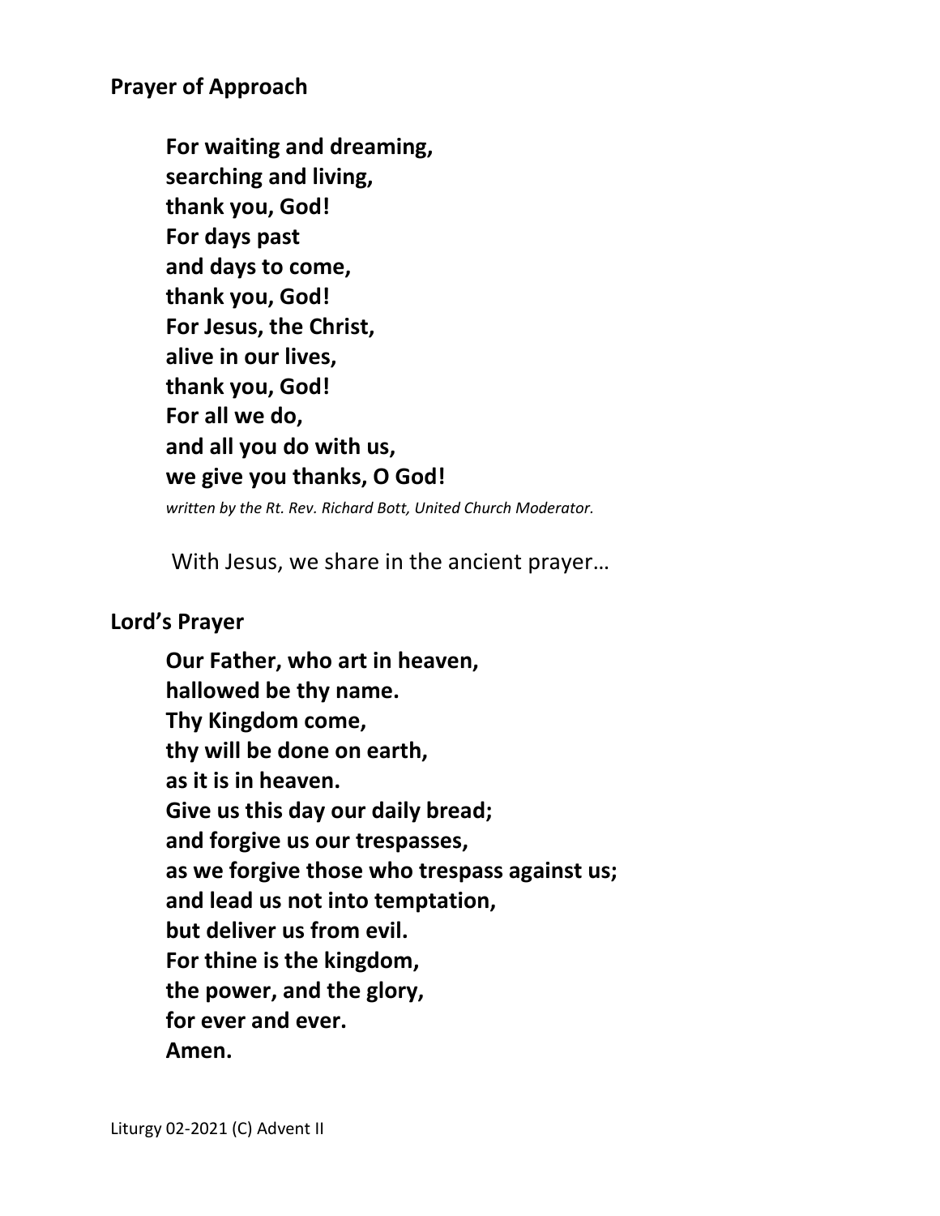**Prayer of Approach**

**For waiting and dreaming,**
**searching and living,**
**thank you, God!**
**For days past**
**and days to come,**
**thank you, God!**
**For Jesus, the Christ,**
**alive in our lives,**
**thank you, God!**
**For all we do,**
**and all you do with us,**
**we give you thanks, O God!**

*written by the Rt. Rev. Richard Bott, United Church Moderator.*

With Jesus, we share in the ancient prayer…

**Lord's Prayer**

**Our Father, who art in heaven,**
**hallowed be thy name.**
**Thy Kingdom come,**
**thy will be done on earth,**
**as it is in heaven.**
**Give us this day our daily bread;**
**and forgive us our trespasses,**
**as we forgive those who trespass against us;**
**and lead us not into temptation,**
**but deliver us from evil.**
**For thine is the kingdom,**
**the power, and the glory,**
**for ever and ever.**
**Amen.**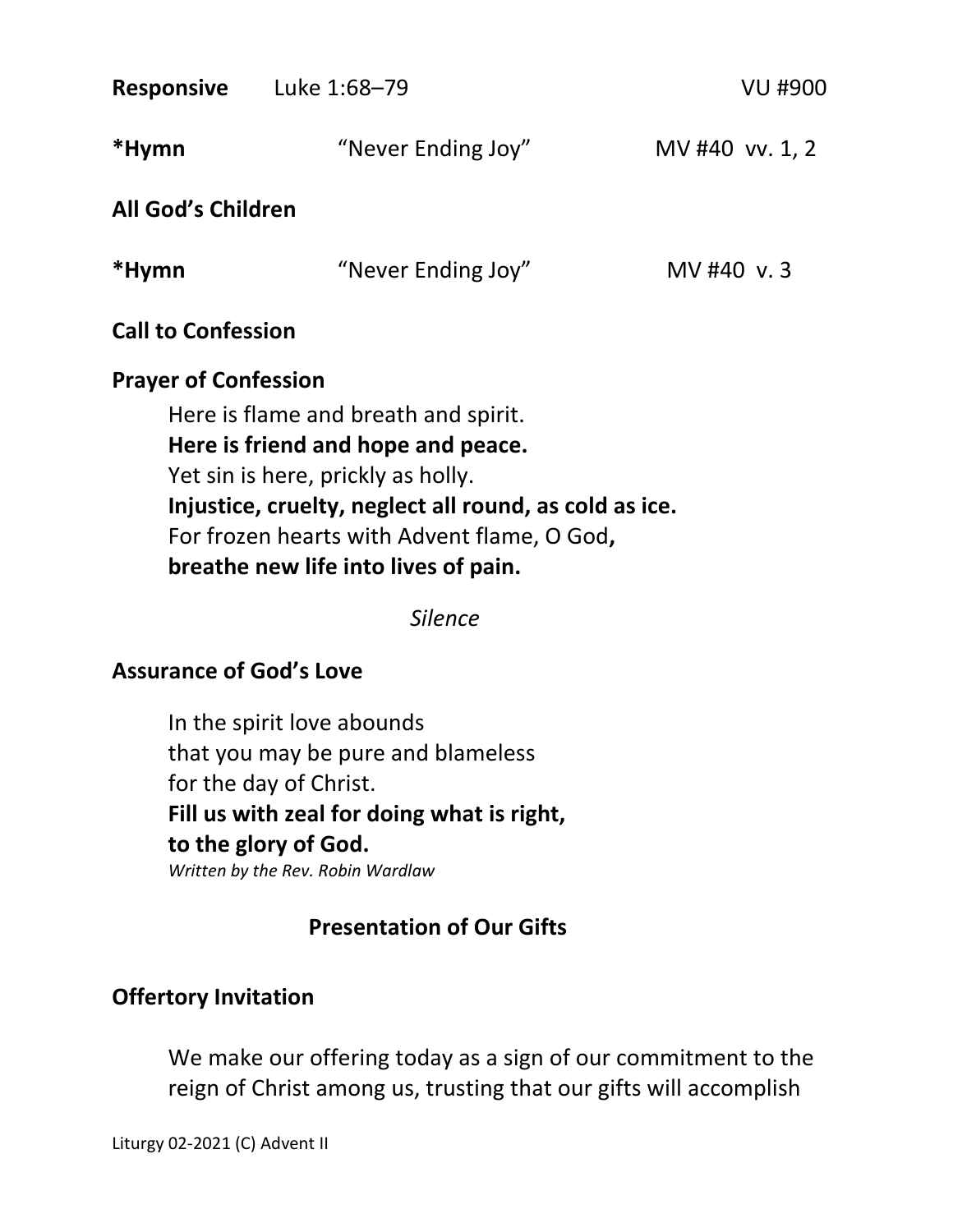**Responsive** Luke 1:68–79 VU #900

***Hymn** "Never Ending Joy" MV #40 vv. 1, 2

**All God's Children**

***Hymn** "Never Ending Joy" MV #40 v. 3

**Call to Confession**

**Prayer of Confession**

Here is flame and breath and spirit.
**Here is friend and hope and peace.**
Yet sin is here, prickly as holly.
**Injustice, cruelty, neglect all round, as cold as ice.**
For frozen hearts with Advent flame, O God**,**
**breathe new life into lives of pain.**

*Silence*

**Assurance of God's Love**

In the spirit love abounds
that you may be pure and blameless
for the day of Christ.
**Fill us with zeal for doing what is right,**
**to the glory of God.**
*Written by the Rev. Robin Wardlaw*

**Presentation of Our Gifts**

**Offertory Invitation**

We make our offering today as a sign of our commitment to the reign of Christ among us, trusting that our gifts will accomplish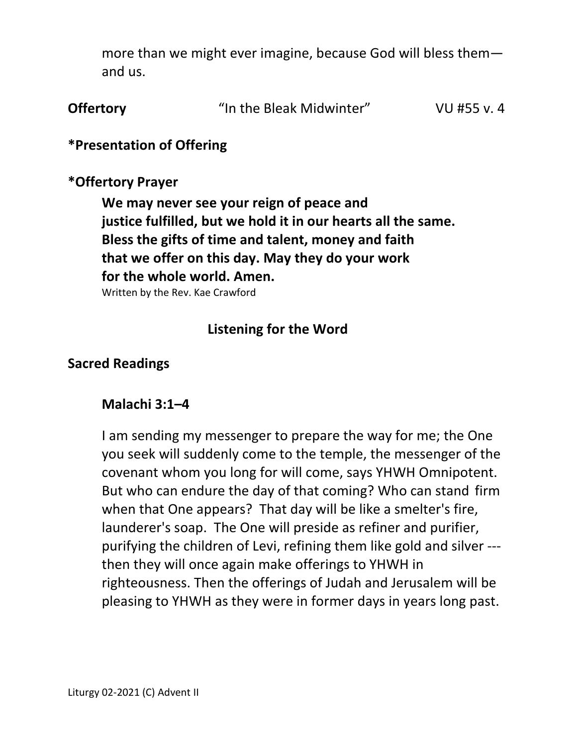more than we might ever imagine, because God will bless them—and us.

**Offertory** "In the Bleak Midwinter" VU #55 v. 4

**\*Presentation of Offering**

**\*Offertory Prayer**

**We may never see your reign of peace and justice fulfilled, but we hold it in our hearts all the same. Bless the gifts of time and talent, money and faith that we offer on this day. May they do your work for the whole world. Amen.**

Written by the Rev. Kae Crawford

## Listening for the Word

**Sacred Readings**

**Malachi 3:1–4**

I am sending my messenger to prepare the way for me; the One you seek will suddenly come to the temple, the messenger of the covenant whom you long for will come, says YHWH Omnipotent. But who can endure the day of that coming? Who can stand firm when that One appears? That day will be like a smelter's fire, launderer's soap. The One will preside as refiner and purifier, purifying the children of Levi, refining them like gold and silver --- then they will once again make offerings to YHWH in righteousness. Then the offerings of Judah and Jerusalem will be pleasing to YHWH as they were in former days in years long past.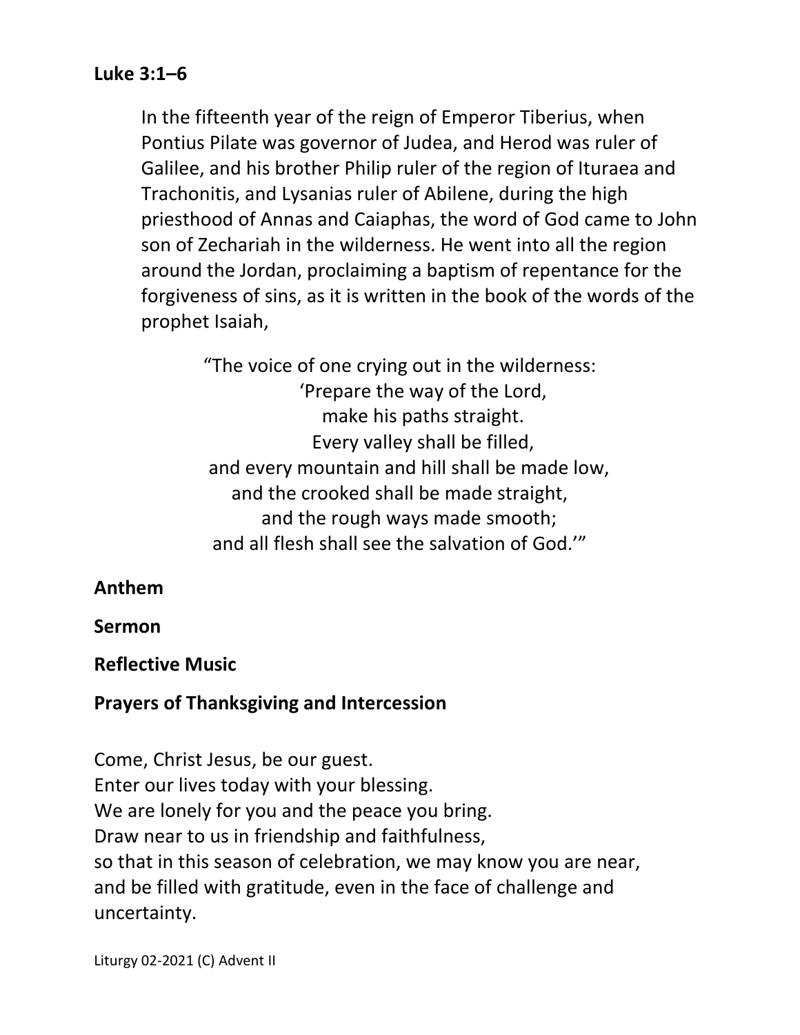**Luke 3:1–6**

> In the fifteenth year of the reign of Emperor Tiberius, when Pontius Pilate was governor of Judea, and Herod was ruler of Galilee, and his brother Philip ruler of the region of Ituraea and Trachonitis, and Lysanias ruler of Abilene, during the high priesthood of Annas and Caiaphas, the word of God came to John son of Zechariah in the wilderness. He went into all the region around the Jordan, proclaiming a baptism of repentance for the forgiveness of sins, as it is written in the book of the words of the prophet Isaiah,
>
> "The voice of one crying out in the wilderness:
> 'Prepare the way of the Lord,
> make his paths straight.
> Every valley shall be filled,
> and every mountain and hill shall be made low,
> and the crooked shall be made straight,
> and the rough ways made smooth;
> and all flesh shall see the salvation of God.'"

**Anthem**

**Sermon**

**Reflective Music**

**Prayers of Thanksgiving and Intercession**

Come, Christ Jesus, be our guest.
Enter our lives today with your blessing.
We are lonely for you and the peace you bring.
Draw near to us in friendship and faithfulness,
so that in this season of celebration, we may know you are near,
and be filled with gratitude, even in the face of challenge and uncertainty.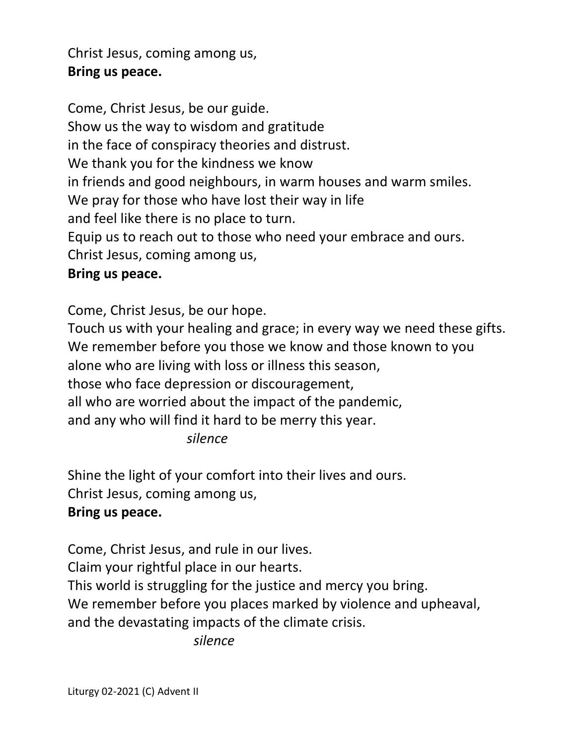Christ Jesus, coming among us,
**Bring us peace.**

Come, Christ Jesus, be our guide.
Show us the way to wisdom and gratitude
in the face of conspiracy theories and distrust.
We thank you for the kindness we know
in friends and good neighbours, in warm houses and warm smiles.
We pray for those who have lost their way in life
and feel like there is no place to turn.
Equip us to reach out to those who need your embrace and ours.
Christ Jesus, coming among us,
**Bring us peace.**

Come, Christ Jesus, be our hope.
Touch us with your healing and grace; in every way we need these gifts.
We remember before you those we know and those known to you
alone who are living with loss or illness this season,
those who face depression or discouragement,
all who are worried about the impact of the pandemic,
and any who will find it hard to be merry this year.

*silence*

Shine the light of your comfort into their lives and ours.
Christ Jesus, coming among us,
**Bring us peace.**

Come, Christ Jesus, and rule in our lives.
Claim your rightful place in our hearts.
This world is struggling for the justice and mercy you bring.
We remember before you places marked by violence and upheaval,
and the devastating impacts of the climate crisis.

*silence*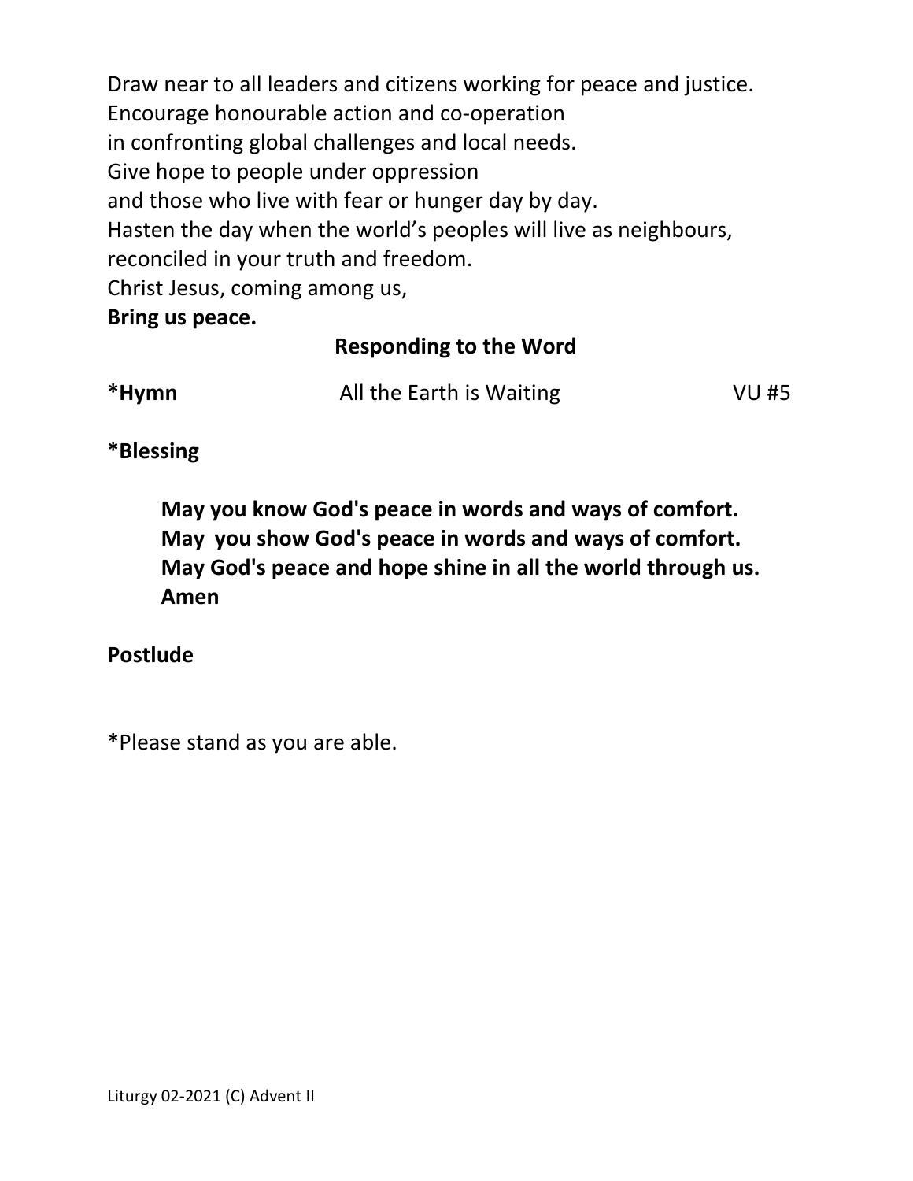Draw near to all leaders and citizens working for peace and justice.
Encourage honourable action and co-operation
in confronting global challenges and local needs.
Give hope to people under oppression
and those who live with fear or hunger day by day.
Hasten the day when the world's peoples will live as neighbours,
reconciled in your truth and freedom.
Christ Jesus, coming among us,
**Bring us peace.**

### Responding to the Word

**\*Hymn** All the Earth is Waiting VU #5

**\*Blessing**

**May you know God's peace in words and ways of comfort.**
**May you show God's peace in words and ways of comfort.**
**May God's peace and hope shine in all the world through us.**
**Amen**

**Postlude**

**\***Please stand as you are able.

Liturgy 02-2021 (C) Advent II